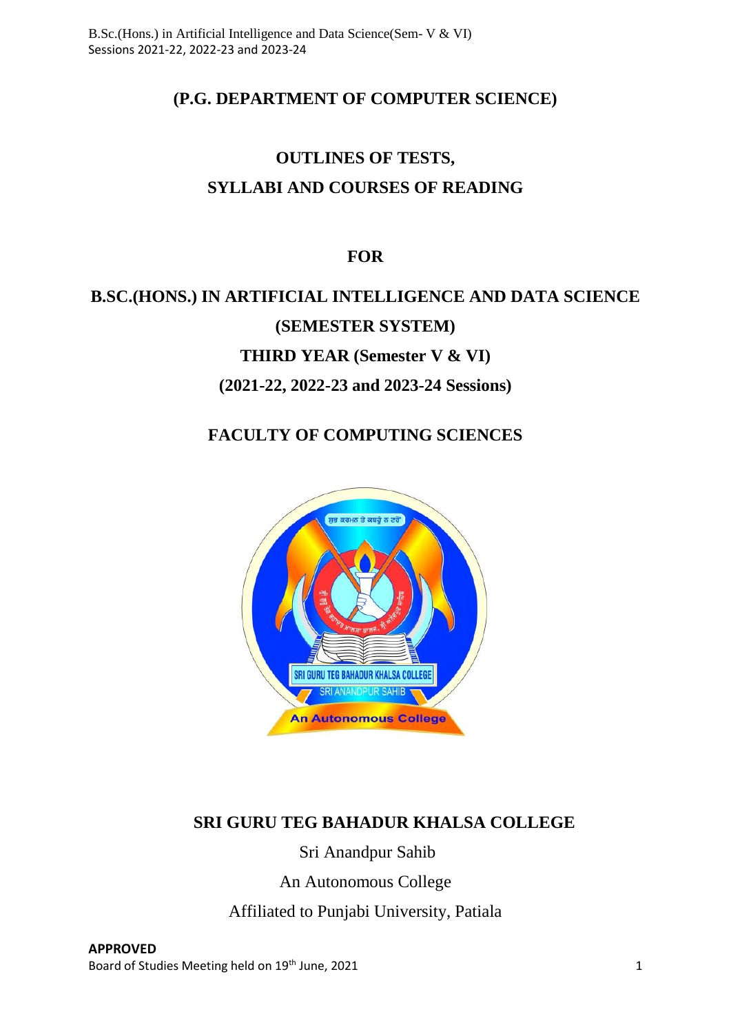# (P.G. DEPARTMENT OF COMPUTER SCIENCE)

## OUTLINES OF TESTS, SYLLABI AND COURSES OF READING

## FOR

## B.SC.(HONS.) IN ARTIFICIAL INTELLIGENCE AND DATA SCIENCE (SEMESTER SYSTEM)

### THIRD YEAR (Semester V & VI)

### (2021-22, 2022-23 and 2023-24 Sessions)

## FACULTY OF COMPUTING SCIENCES

## SRI GURU TEG BAHADUR KHALSA COLLEGE

Sri Anandpur Sahib

An Autonomous College

Affiliated to Punjabi University, Patiala

**APPROVED**

Board of Studies Meeting held on 19th June, 2021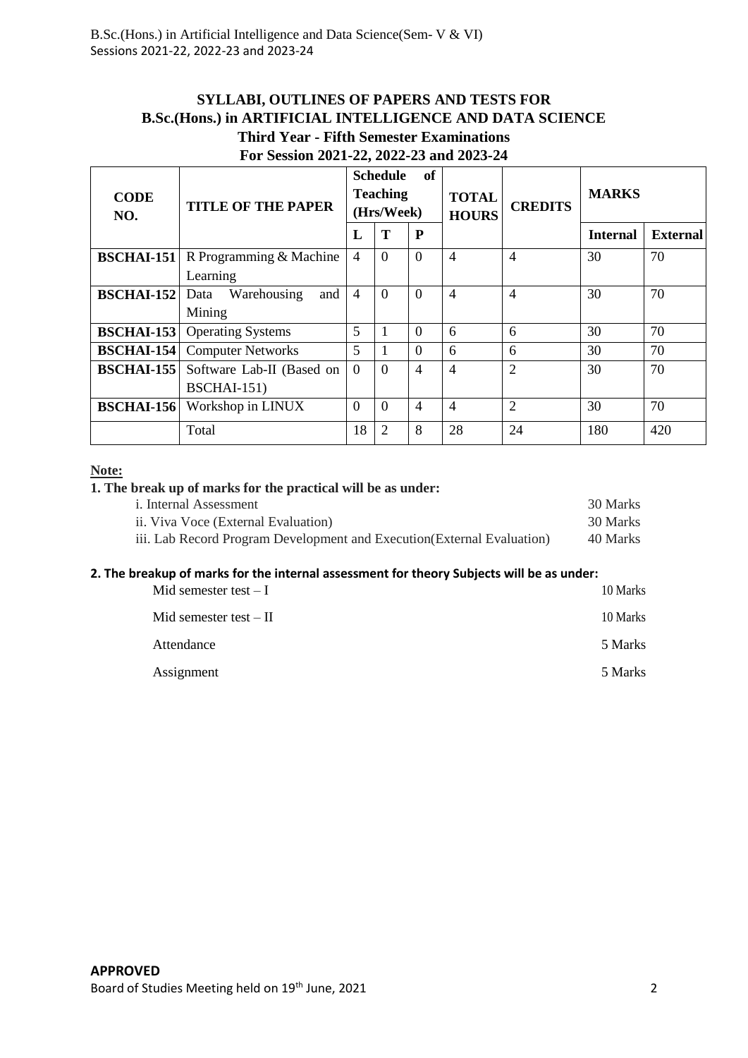## SYLLABI, OUTLINES OF PAPERS AND TESTS FOR B.Sc.(Hons.) in ARTIFICIAL INTELLIGENCE AND DATA SCIENCE
### Third Year - Fifth Semester Examinations
### For Session 2021-22, 2022-23 and 2023-24

| CODE NO. | TITLE OF THE PAPER | Schedule of Teaching (Hrs/Week) | | | TOTAL HOURS | CREDITS | MARKS | |
|---|---|---|---|---|---|---|---|---|
| | | L | T | P | | | Internal | External |
| **BSCHAI-151** | R Programming & Machine Learning | 4 | 0 | 0 | 4 | 4 | 30 | 70 |
| **BSCHAI-152** | Data Warehousing and Mining | 4 | 0 | 0 | 4 | 4 | 30 | 70 |
| **BSCHAI-153** | Operating Systems | 5 | 1 | 0 | 6 | 6 | 30 | 70 |
| **BSCHAI-154** | Computer Networks | 5 | 1 | 0 | 6 | 6 | 30 | 70 |
| **BSCHAI-155** | Software Lab-II (Based on BSCHAI-151) | 0 | 0 | 4 | 4 | 2 | 30 | 70 |
| **BSCHAI-156** | Workshop in LINUX | 0 | 0 | 4 | 4 | 2 | 30 | 70 |
| | Total | 18 | 2 | 8 | 28 | 24 | 180 | 420 |

**Note:**

**1. The break up of marks for the practical will be as under:**

| | |
|---|---|
| i. Internal Assessment | 30 Marks |
| ii. Viva Voce (External Evaluation) | 30 Marks |
| iii. Lab Record Program Development and Execution(External Evaluation) | 40 Marks |

**2. The breakup of marks for the internal assessment for theory Subjects will be as under:**

| | |
|---|---|
| Mid semester test – I | 10 Marks |
| Mid semester test – II | 10 Marks |
| Attendance | 5 Marks |
| Assignment | 5 Marks |

**APPROVED**
Board of Studies Meeting held on 19th June, 2021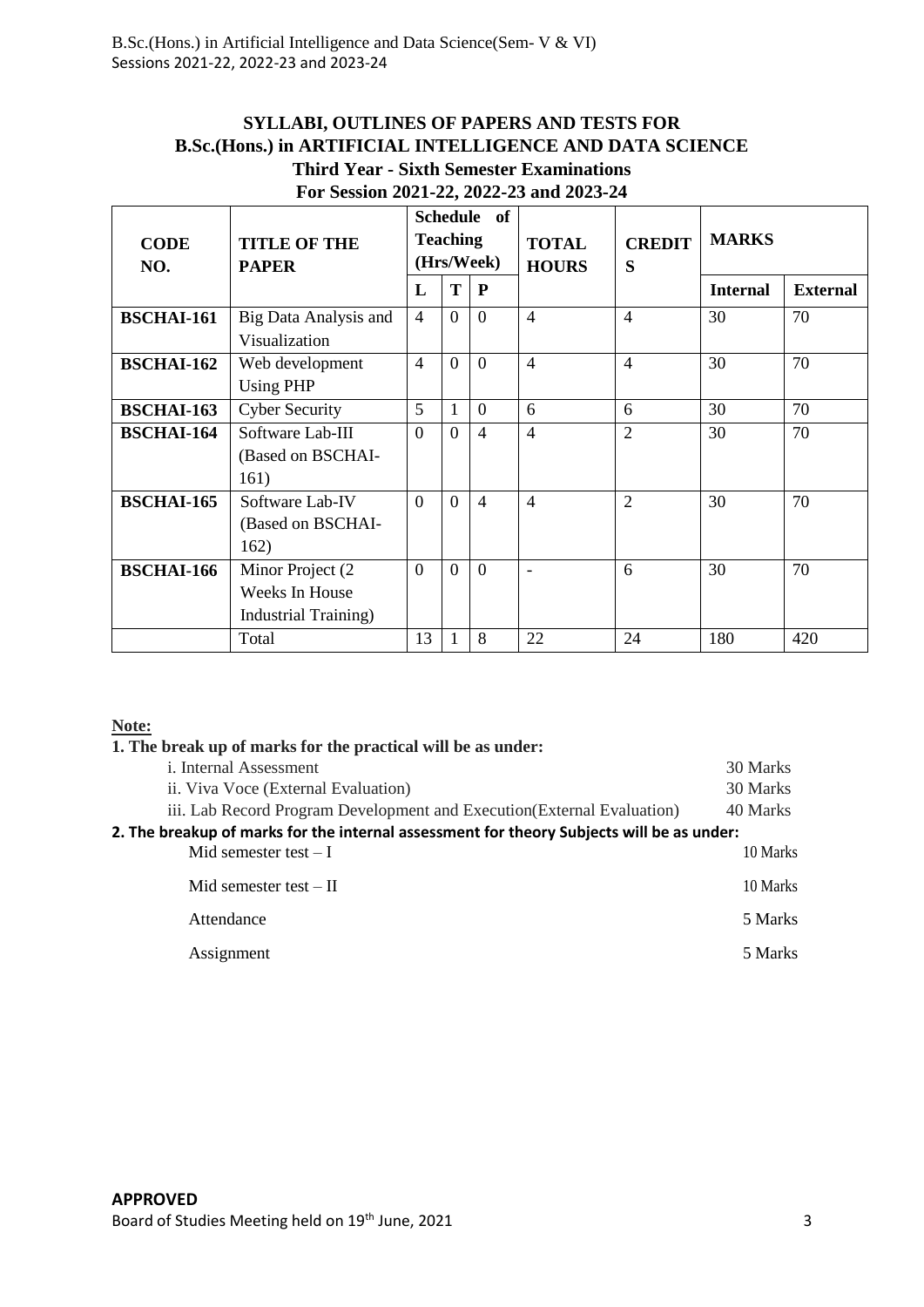## SYLLABI, OUTLINES OF PAPERS AND TESTS FOR
## B.Sc.(Hons.) in ARTIFICIAL INTELLIGENCE AND DATA SCIENCE
### Third Year - Sixth Semester Examinations
### For Session 2021-22, 2022-23 and 2023-24

| CODE NO. | TITLE OF THE PAPER | Schedule of Teaching (Hrs/Week) | | | TOTAL HOURS | CREDITS | MARKS | |
|---|---|---|---|---|---|---|---|---|
| | | L | T | P | | | Internal | External |
| **BSCHAI-161** | Big Data Analysis and Visualization | 4 | 0 | 0 | 4 | 4 | 30 | 70 |
| **BSCHAI-162** | Web development Using PHP | 4 | 0 | 0 | 4 | 4 | 30 | 70 |
| **BSCHAI-163** | Cyber Security | 5 | 1 | 0 | 6 | 6 | 30 | 70 |
| **BSCHAI-164** | Software Lab-III (Based on BSCHAI-161) | 0 | 0 | 4 | 4 | 2 | 30 | 70 |
| **BSCHAI-165** | Software Lab-IV (Based on BSCHAI-162) | 0 | 0 | 4 | 4 | 2 | 30 | 70 |
| **BSCHAI-166** | Minor Project (2 Weeks In House Industrial Training) | 0 | 0 | 0 | - | 6 | 30 | 70 |
| | Total | 13 | 1 | 8 | 22 | 24 | 180 | 420 |

**Note:**

**1. The break up of marks for the practical will be as under:**

| | |
|---|---|
| i. Internal Assessment | 30 Marks |
| ii. Viva Voce (External Evaluation) | 30 Marks |
| iii. Lab Record Program Development and Execution(External Evaluation) | 40 Marks |

**2. The breakup of marks for the internal assessment for theory Subjects will be as under:**

| | |
|---|---|
| Mid semester test – I | 10 Marks |
| Mid semester test – II | 10 Marks |
| Attendance | 5 Marks |
| Assignment | 5 Marks |

**APPROVED**

Board of Studies Meeting held on 19th June, 2021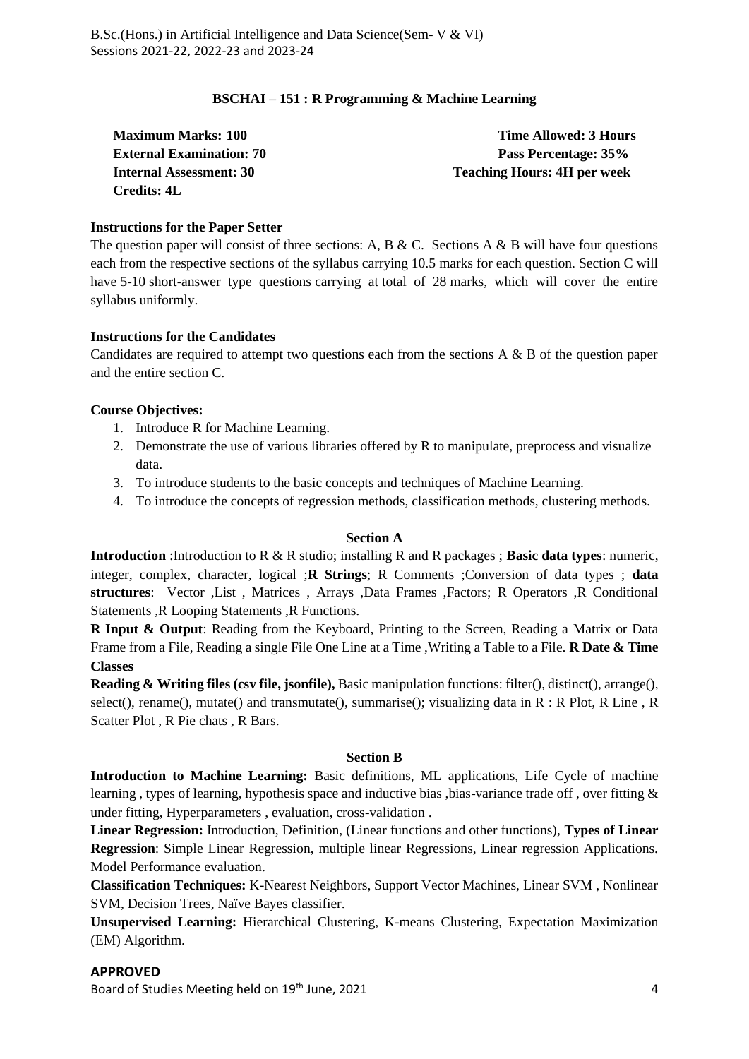### BSCHAI – 151 : R Programming & Machine Learning

| | |
|---|---|
| **Maximum Marks: 100** | **Time Allowed: 3 Hours** |
| **External Examination: 70** | **Pass Percentage: 35%** |
| **Internal Assessment: 30** | **Teaching Hours: 4H per week** |
| **Credits: 4L** | |

**Instructions for the Paper Setter**

The question paper will consist of three sections: A, B & C. Sections A & B will have four questions each from the respective sections of the syllabus carrying 10.5 marks for each question. Section C will have 5-10 short-answer type questions carrying at total of 28 marks, which will cover the entire syllabus uniformly.

**Instructions for the Candidates**

Candidates are required to attempt two questions each from the sections A & B of the question paper and the entire section C.

**Course Objectives:**

1. Introduce R for Machine Learning.
2. Demonstrate the use of various libraries offered by R to manipulate, preprocess and visualize data.
3. To introduce students to the basic concepts and techniques of Machine Learning.
4. To introduce the concepts of regression methods, classification methods, clustering methods.

#### Section A

**Introduction** :Introduction to R & R studio; installing R and R packages ; **Basic data types**: numeric, integer, complex, character, logical ;**R Strings**; R Comments ;Conversion of data types ; **data structures**: Vector ,List , Matrices , Arrays ,Data Frames ,Factors; R Operators ,R Conditional Statements ,R Looping Statements ,R Functions.

**R Input & Output**: Reading from the Keyboard, Printing to the Screen, Reading a Matrix or Data Frame from a File, Reading a single File One Line at a Time ,Writing a Table to a File. **R Date & Time Classes**

**Reading & Writing files (csv file, jsonfile),** Basic manipulation functions: filter(), distinct(), arrange(), select(), rename(), mutate() and transmutate(), summarise(); visualizing data in R : R Plot, R Line , R Scatter Plot , R Pie chats , R Bars.

#### Section B

**Introduction to Machine Learning:** Basic definitions, ML applications, Life Cycle of machine learning , types of learning, hypothesis space and inductive bias ,bias-variance trade off , over fitting & under fitting, Hyperparameters , evaluation, cross-validation .

**Linear Regression:** Introduction, Definition, (Linear functions and other functions), **Types of Linear Regression**: Simple Linear Regression, multiple linear Regressions, Linear regression Applications. Model Performance evaluation.

**Classification Techniques:** K-Nearest Neighbors, Support Vector Machines, Linear SVM , Nonlinear SVM, Decision Trees, Naïve Bayes classifier.

**Unsupervised Learning:** Hierarchical Clustering, K-means Clustering, Expectation Maximization (EM) Algorithm.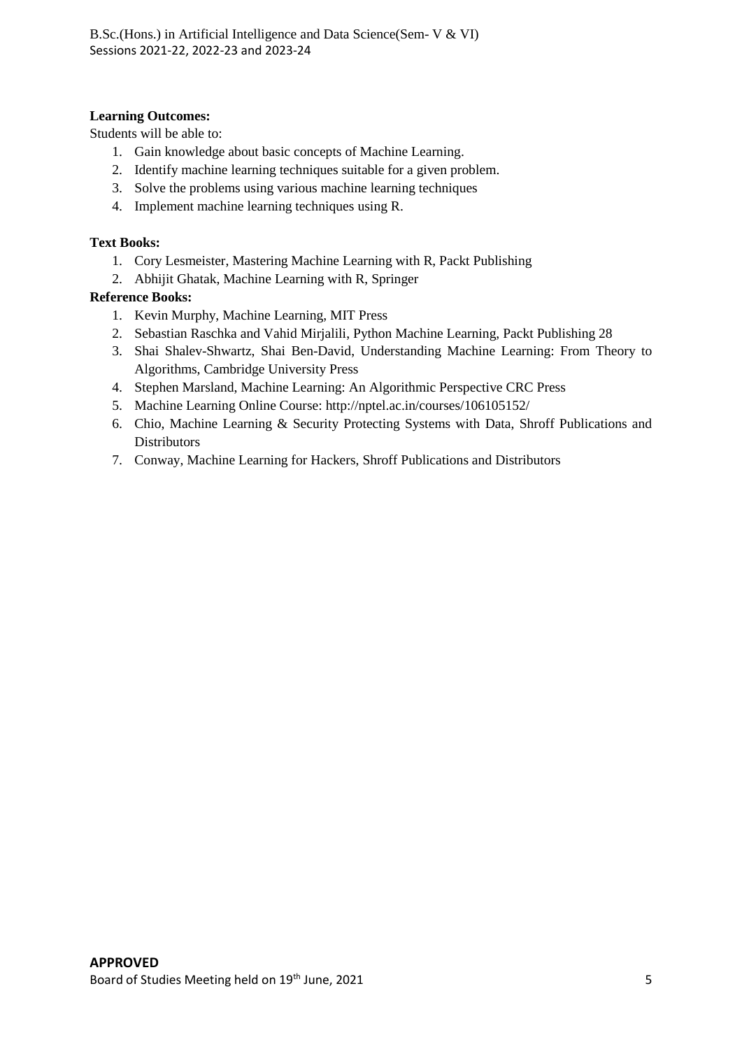**Learning Outcomes:**

Students will be able to:

1. Gain knowledge about basic concepts of Machine Learning.
2. Identify machine learning techniques suitable for a given problem.
3. Solve the problems using various machine learning techniques
4. Implement machine learning techniques using R.

**Text Books:**

1. Cory Lesmeister, Mastering Machine Learning with R, Packt Publishing
2. Abhijit Ghatak, Machine Learning with R, Springer

**Reference Books:**

1. Kevin Murphy, Machine Learning, MIT Press
2. Sebastian Raschka and Vahid Mirjalili, Python Machine Learning, Packt Publishing 28
3. Shai Shalev-Shwartz, Shai Ben-David, Understanding Machine Learning: From Theory to Algorithms, Cambridge University Press
4. Stephen Marsland, Machine Learning: An Algorithmic Perspective CRC Press
5. Machine Learning Online Course: http://nptel.ac.in/courses/106105152/
6. Chio, Machine Learning & Security Protecting Systems with Data, Shroff Publications and Distributors
7. Conway, Machine Learning for Hackers, Shroff Publications and Distributors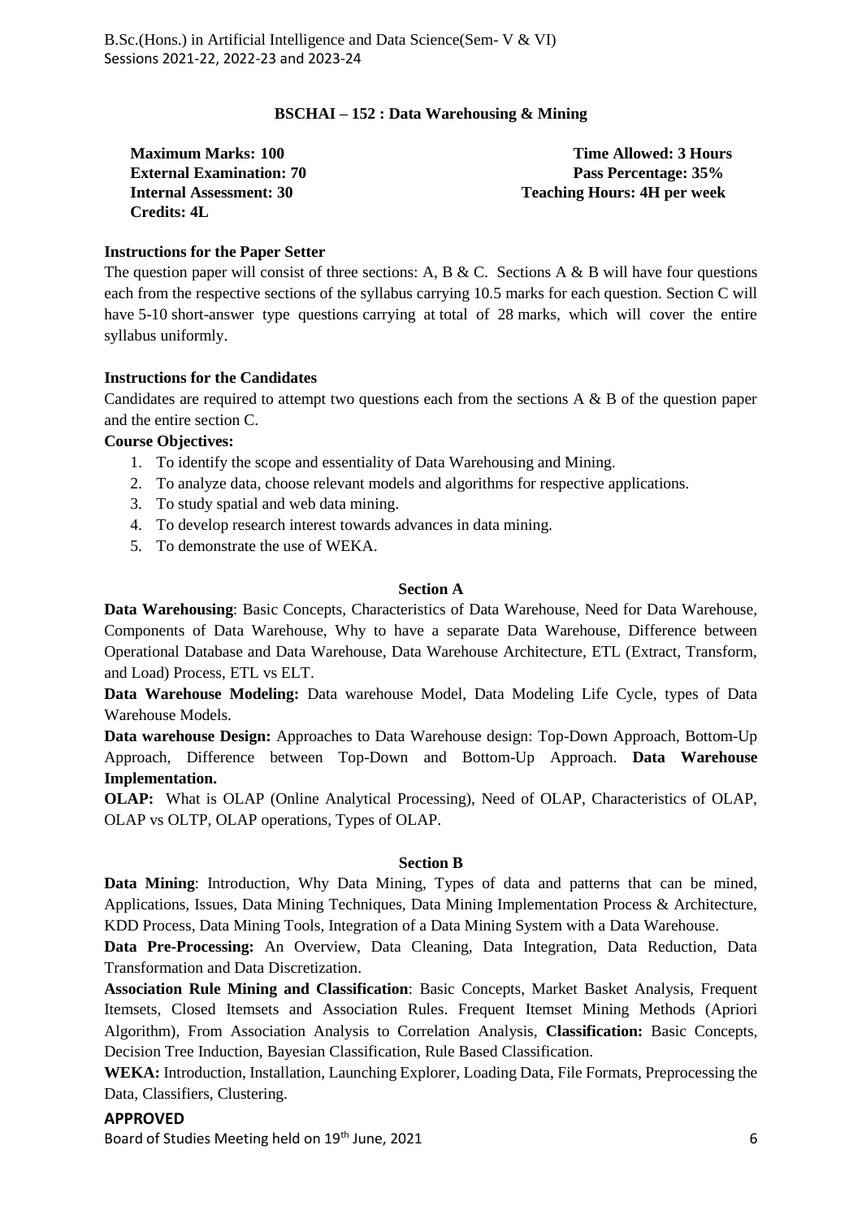## BSCHAI – 152 : Data Warehousing & Mining

**Maximum Marks: 100** **Time Allowed: 3 Hours**
**External Examination: 70** **Pass Percentage: 35%**
**Internal Assessment: 30** **Teaching Hours: 4H per week**
**Credits: 4L**

**Instructions for the Paper Setter**

The question paper will consist of three sections: A, B & C. Sections A & B will have four questions each from the respective sections of the syllabus carrying 10.5 marks for each question. Section C will have 5-10 short-answer type questions carrying at total of 28 marks, which will cover the entire syllabus uniformly.

**Instructions for the Candidates**

Candidates are required to attempt two questions each from the sections A & B of the question paper and the entire section C.

**Course Objectives:**

1. To identify the scope and essentiality of Data Warehousing and Mining.
2. To analyze data, choose relevant models and algorithms for respective applications.
3. To study spatial and web data mining.
4. To develop research interest towards advances in data mining.
5. To demonstrate the use of WEKA.

### Section A

**Data Warehousing**: Basic Concepts, Characteristics of Data Warehouse, Need for Data Warehouse, Components of Data Warehouse, Why to have a separate Data Warehouse, Difference between Operational Database and Data Warehouse, Data Warehouse Architecture, ETL (Extract, Transform, and Load) Process, ETL vs ELT.

**Data Warehouse Modeling:** Data warehouse Model, Data Modeling Life Cycle, types of Data Warehouse Models.

**Data warehouse Design:** Approaches to Data Warehouse design: Top-Down Approach, Bottom-Up Approach, Difference between Top-Down and Bottom-Up Approach. **Data Warehouse Implementation.**

**OLAP:** What is OLAP (Online Analytical Processing), Need of OLAP, Characteristics of OLAP, OLAP vs OLTP, OLAP operations, Types of OLAP.

### Section B

**Data Mining**: Introduction, Why Data Mining, Types of data and patterns that can be mined, Applications, Issues, Data Mining Techniques, Data Mining Implementation Process & Architecture, KDD Process, Data Mining Tools, Integration of a Data Mining System with a Data Warehouse.

**Data Pre-Processing:** An Overview, Data Cleaning, Data Integration, Data Reduction, Data Transformation and Data Discretization.

**Association Rule Mining and Classification**: Basic Concepts, Market Basket Analysis, Frequent Itemsets, Closed Itemsets and Association Rules. Frequent Itemset Mining Methods (Apriori Algorithm), From Association Analysis to Correlation Analysis, **Classification:** Basic Concepts, Decision Tree Induction, Bayesian Classification, Rule Based Classification.

**WEKA:** Introduction, Installation, Launching Explorer, Loading Data, File Formats, Preprocessing the Data, Classifiers, Clustering.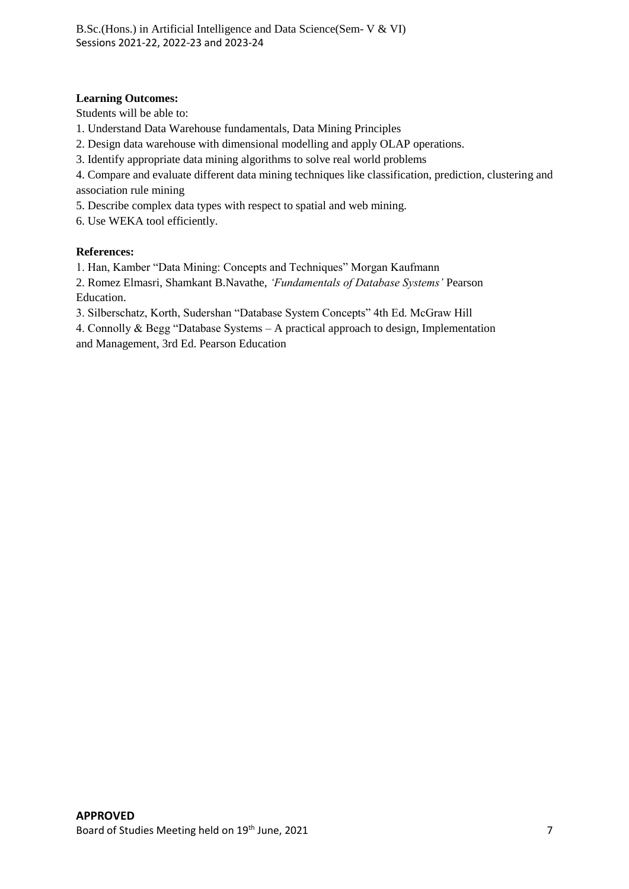**Learning Outcomes:**

Students will be able to:

1. Understand Data Warehouse fundamentals, Data Mining Principles
2. Design data warehouse with dimensional modelling and apply OLAP operations.
3. Identify appropriate data mining algorithms to solve real world problems
4. Compare and evaluate different data mining techniques like classification, prediction, clustering and association rule mining
5. Describe complex data types with respect to spatial and web mining.
6. Use WEKA tool efficiently.

**References:**

1. Han, Kamber "Data Mining: Concepts and Techniques" Morgan Kaufmann
2. Romez Elmasri, Shamkant B.Navathe, *'Fundamentals of Database Systems'* Pearson Education.
3. Silberschatz, Korth, Sudershan "Database System Concepts" 4th Ed. McGraw Hill
4. Connolly & Begg "Database Systems – A practical approach to design, Implementation and Management, 3rd Ed. Pearson Education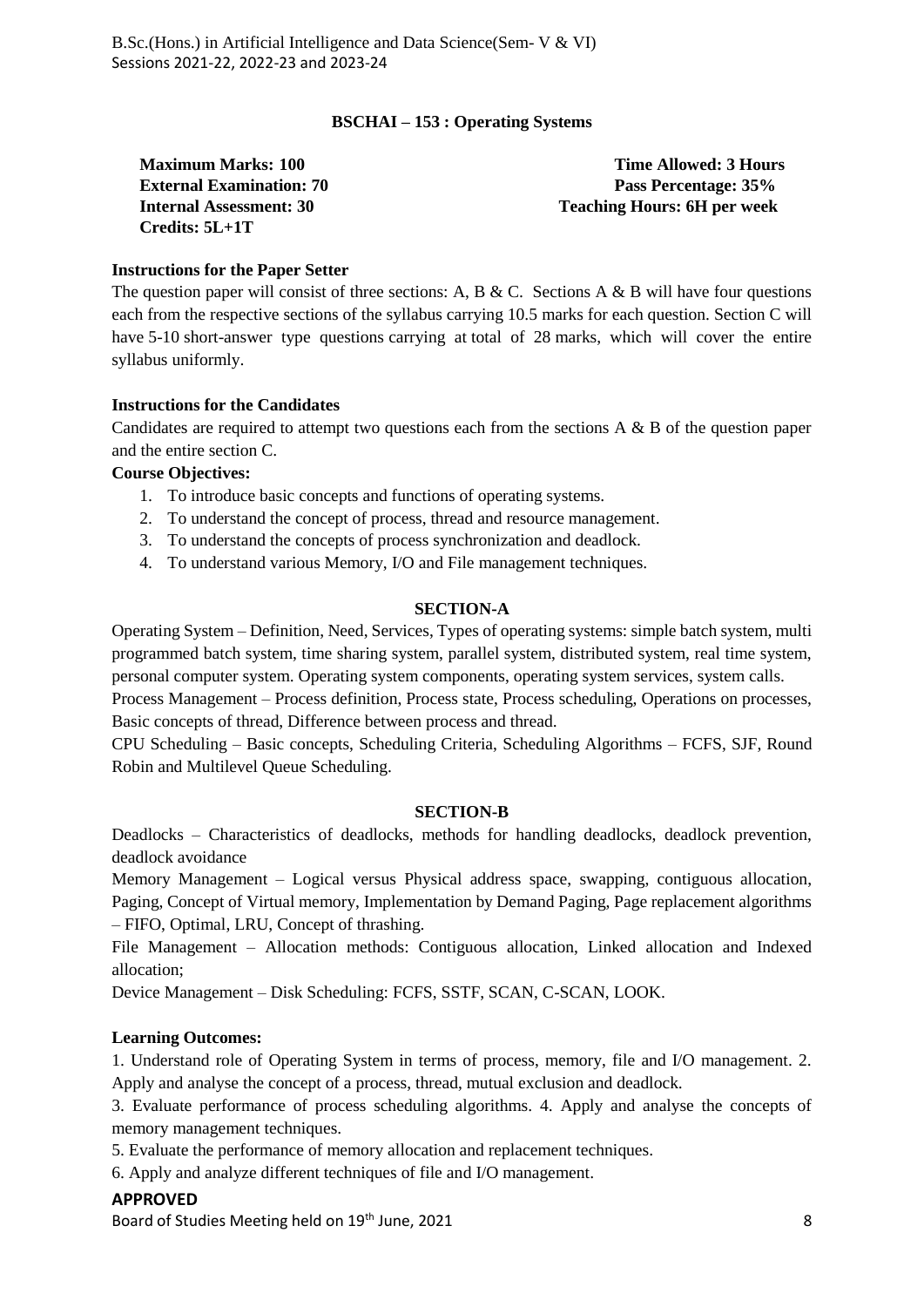## BSCHAI – 153 : Operating Systems

**Maximum Marks: 100** | **Time Allowed: 3 Hours**
**External Examination: 70** | **Pass Percentage: 35%**
**Internal Assessment: 30** | **Teaching Hours: 6H per week**
**Credits: 5L+1T**

### Instructions for the Paper Setter

The question paper will consist of three sections: A, B & C. Sections A & B will have four questions each from the respective sections of the syllabus carrying 10.5 marks for each question. Section C will have 5-10 short-answer type questions carrying at total of 28 marks, which will cover the entire syllabus uniformly.

### Instructions for the Candidates

Candidates are required to attempt two questions each from the sections A & B of the question paper and the entire section C.

**Course Objectives:**

1. To introduce basic concepts and functions of operating systems.
2. To understand the concept of process, thread and resource management.
3. To understand the concepts of process synchronization and deadlock.
4. To understand various Memory, I/O and File management techniques.

### SECTION-A

Operating System – Definition, Need, Services, Types of operating systems: simple batch system, multi programmed batch system, time sharing system, parallel system, distributed system, real time system, personal computer system. Operating system components, operating system services, system calls.

Process Management – Process definition, Process state, Process scheduling, Operations on processes, Basic concepts of thread, Difference between process and thread.

CPU Scheduling – Basic concepts, Scheduling Criteria, Scheduling Algorithms – FCFS, SJF, Round Robin and Multilevel Queue Scheduling.

### SECTION-B

Deadlocks – Characteristics of deadlocks, methods for handling deadlocks, deadlock prevention, deadlock avoidance

Memory Management – Logical versus Physical address space, swapping, contiguous allocation, Paging, Concept of Virtual memory, Implementation by Demand Paging, Page replacement algorithms – FIFO, Optimal, LRU, Concept of thrashing.

File Management – Allocation methods: Contiguous allocation, Linked allocation and Indexed allocation;

Device Management – Disk Scheduling: FCFS, SSTF, SCAN, C-SCAN, LOOK.

### Learning Outcomes:

1. Understand role of Operating System in terms of process, memory, file and I/O management. 2. Apply and analyse the concept of a process, thread, mutual exclusion and deadlock.

3. Evaluate performance of process scheduling algorithms. 4. Apply and analyse the concepts of memory management techniques.

5. Evaluate the performance of memory allocation and replacement techniques.

6. Apply and analyze different techniques of file and I/O management.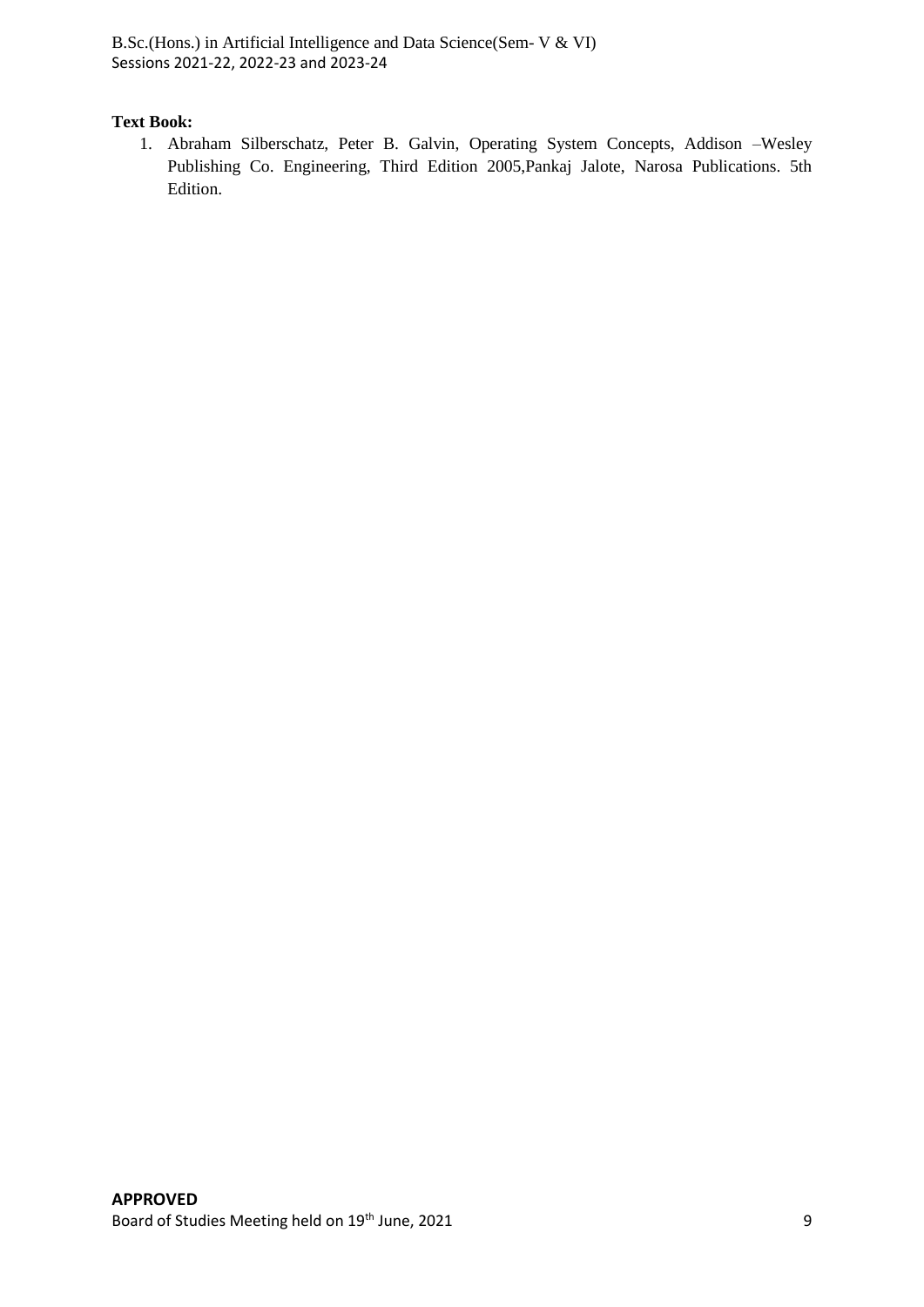**Text Book:**

1. Abraham Silberschatz, Peter B. Galvin, Operating System Concepts, Addison –Wesley Publishing Co. Engineering, Third Edition 2005,Pankaj Jalote, Narosa Publications. 5th Edition.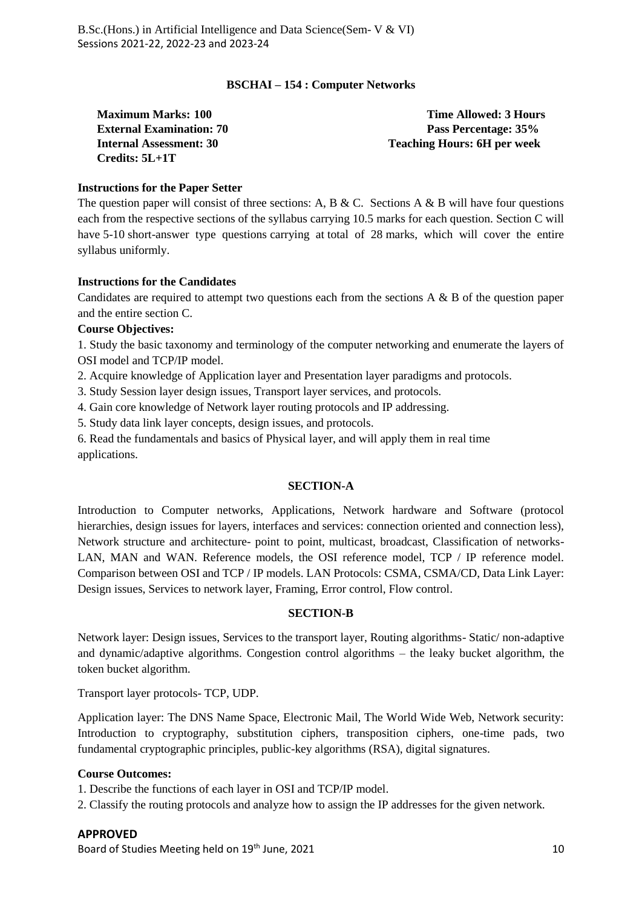### BSCHAI – 154 : Computer Networks

**Maximum Marks: 100** | **Time Allowed: 3 Hours**
**External Examination: 70** | **Pass Percentage: 35%**
**Internal Assessment: 30** | **Teaching Hours: 6H per week**
**Credits: 5L+1T**

**Instructions for the Paper Setter**

The question paper will consist of three sections: A, B & C. Sections A & B will have four questions each from the respective sections of the syllabus carrying 10.5 marks for each question. Section C will have 5-10 short-answer type questions carrying at total of 28 marks, which will cover the entire syllabus uniformly.

**Instructions for the Candidates**

Candidates are required to attempt two questions each from the sections A & B of the question paper and the entire section C.

**Course Objectives:**

1. Study the basic taxonomy and terminology of the computer networking and enumerate the layers of OSI model and TCP/IP model.
2. Acquire knowledge of Application layer and Presentation layer paradigms and protocols.
3. Study Session layer design issues, Transport layer services, and protocols.
4. Gain core knowledge of Network layer routing protocols and IP addressing.
5. Study data link layer concepts, design issues, and protocols.
6. Read the fundamentals and basics of Physical layer, and will apply them in real time applications.

#### SECTION-A

Introduction to Computer networks, Applications, Network hardware and Software (protocol hierarchies, design issues for layers, interfaces and services: connection oriented and connection less), Network structure and architecture- point to point, multicast, broadcast, Classification of networks- LAN, MAN and WAN. Reference models, the OSI reference model, TCP / IP reference model. Comparison between OSI and TCP / IP models. LAN Protocols: CSMA, CSMA/CD, Data Link Layer: Design issues, Services to network layer, Framing, Error control, Flow control.

#### SECTION-B

Network layer: Design issues, Services to the transport layer, Routing algorithms- Static/ non-adaptive and dynamic/adaptive algorithms. Congestion control algorithms – the leaky bucket algorithm, the token bucket algorithm.

Transport layer protocols- TCP, UDP.

Application layer: The DNS Name Space, Electronic Mail, The World Wide Web, Network security: Introduction to cryptography, substitution ciphers, transposition ciphers, one-time pads, two fundamental cryptographic principles, public-key algorithms (RSA), digital signatures.

**Course Outcomes:**

1. Describe the functions of each layer in OSI and TCP/IP model.
2. Classify the routing protocols and analyze how to assign the IP addresses for the given network.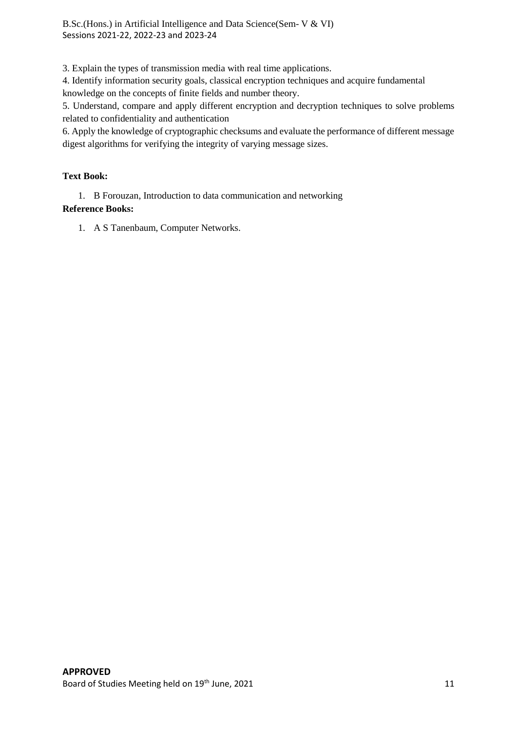3. Explain the types of transmission media with real time applications.

4. Identify information security goals, classical encryption techniques and acquire fundamental knowledge on the concepts of finite fields and number theory.

5. Understand, compare and apply different encryption and decryption techniques to solve problems related to confidentiality and authentication

6. Apply the knowledge of cryptographic checksums and evaluate the performance of different message digest algorithms for verifying the integrity of varying message sizes.

**Text Book:**

1. B Forouzan, Introduction to data communication and networking

**Reference Books:**

1. A S Tanenbaum, Computer Networks.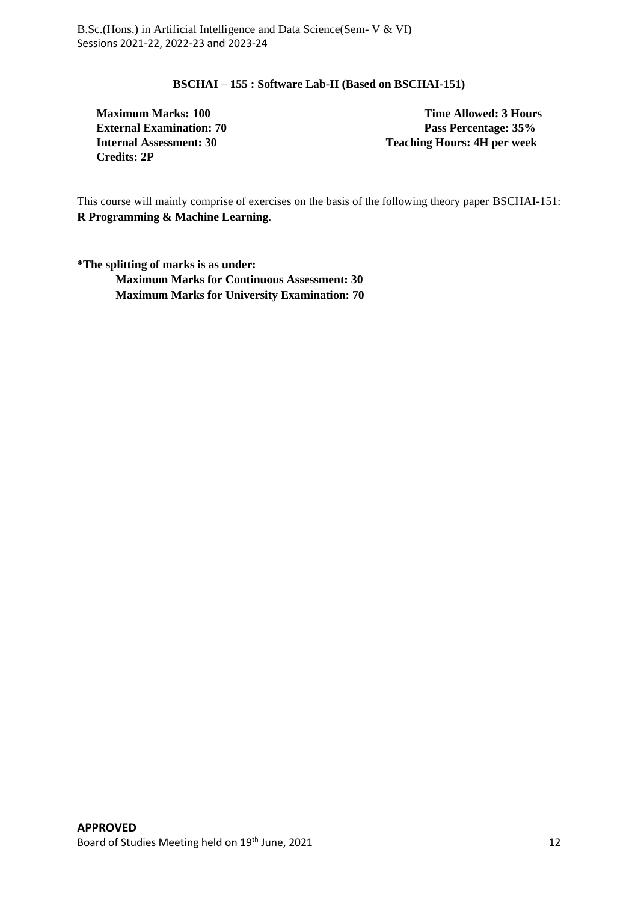### BSCHAI – 155 : Software Lab-II (Based on BSCHAI-151)

**Maximum Marks: 100** | **Time Allowed: 3 Hours**
**External Examination: 70** | **Pass Percentage: 35%**
**Internal Assessment: 30** | **Teaching Hours: 4H per week**
**Credits: 2P**

This course will mainly comprise of exercises on the basis of the following theory paper BSCHAI-151: **R Programming & Machine Learning**.

**\*The splitting of marks is as under:**

**Maximum Marks for Continuous Assessment: 30**
**Maximum Marks for University Examination: 70**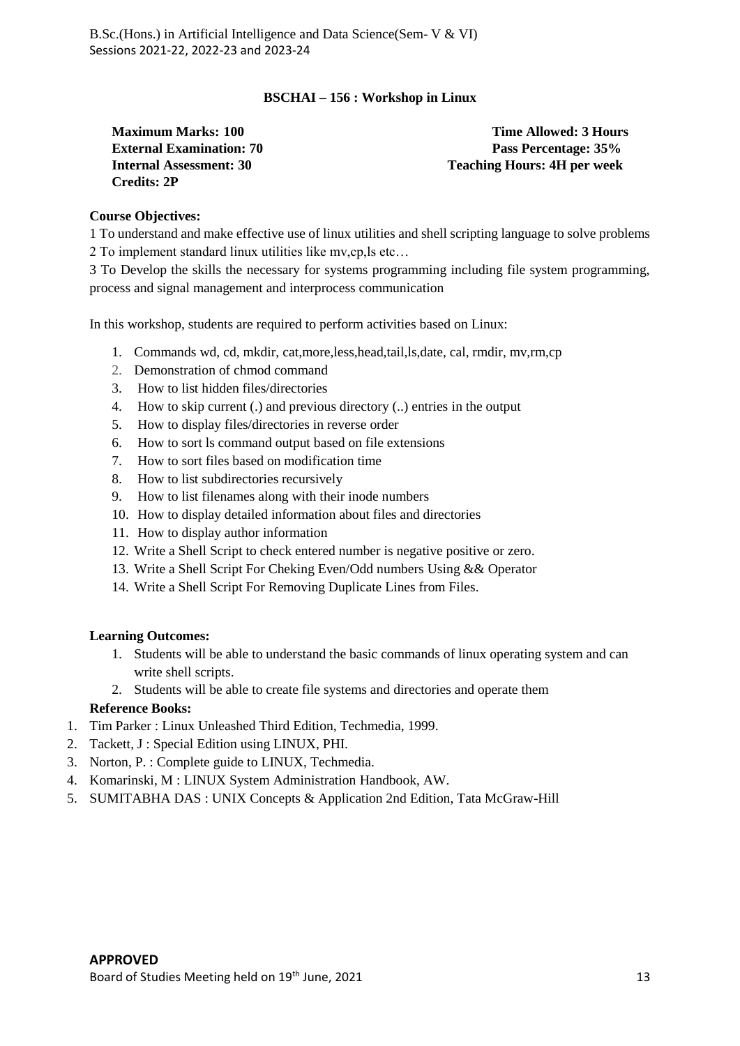## BSCHAI – 156 : Workshop in Linux

**Maximum Marks: 100** | **Time Allowed: 3 Hours**
**External Examination: 70** | **Pass Percentage: 35%**
**Internal Assessment: 30** | **Teaching Hours: 4H per week**
**Credits: 2P**

**Course Objectives:**

1 To understand and make effective use of linux utilities and shell scripting language to solve problems
2 To implement standard linux utilities like mv,cp,ls etc…
3 To Develop the skills the necessary for systems programming including file system programming, process and signal management and interprocess communication

In this workshop, students are required to perform activities based on Linux:

1. Commands wd, cd, mkdir, cat,more,less,head,tail,ls,date, cal, rmdir, mv,rm,cp
2. Demonstration of chmod command
3. How to list hidden files/directories
4. How to skip current (.) and previous directory (..) entries in the output
5. How to display files/directories in reverse order
6. How to sort ls command output based on file extensions
7. How to sort files based on modification time
8. How to list subdirectories recursively
9. How to list filenames along with their inode numbers
10. How to display detailed information about files and directories
11. How to display author information
12. Write a Shell Script to check entered number is negative positive or zero.
13. Write a Shell Script For Cheking Even/Odd numbers Using && Operator
14. Write a Shell Script For Removing Duplicate Lines from Files.

**Learning Outcomes:**

1. Students will be able to understand the basic commands of linux operating system and can write shell scripts.
2. Students will be able to create file systems and directories and operate them

**Reference Books:**

1. Tim Parker : Linux Unleashed Third Edition, Techmedia, 1999.
2. Tackett, J : Special Edition using LINUX, PHI.
3. Norton, P. : Complete guide to LINUX, Techmedia.
4. Komarinski, M : LINUX System Administration Handbook, AW.
5. SUMITABHA DAS : UNIX Concepts & Application 2nd Edition, Tata McGraw-Hill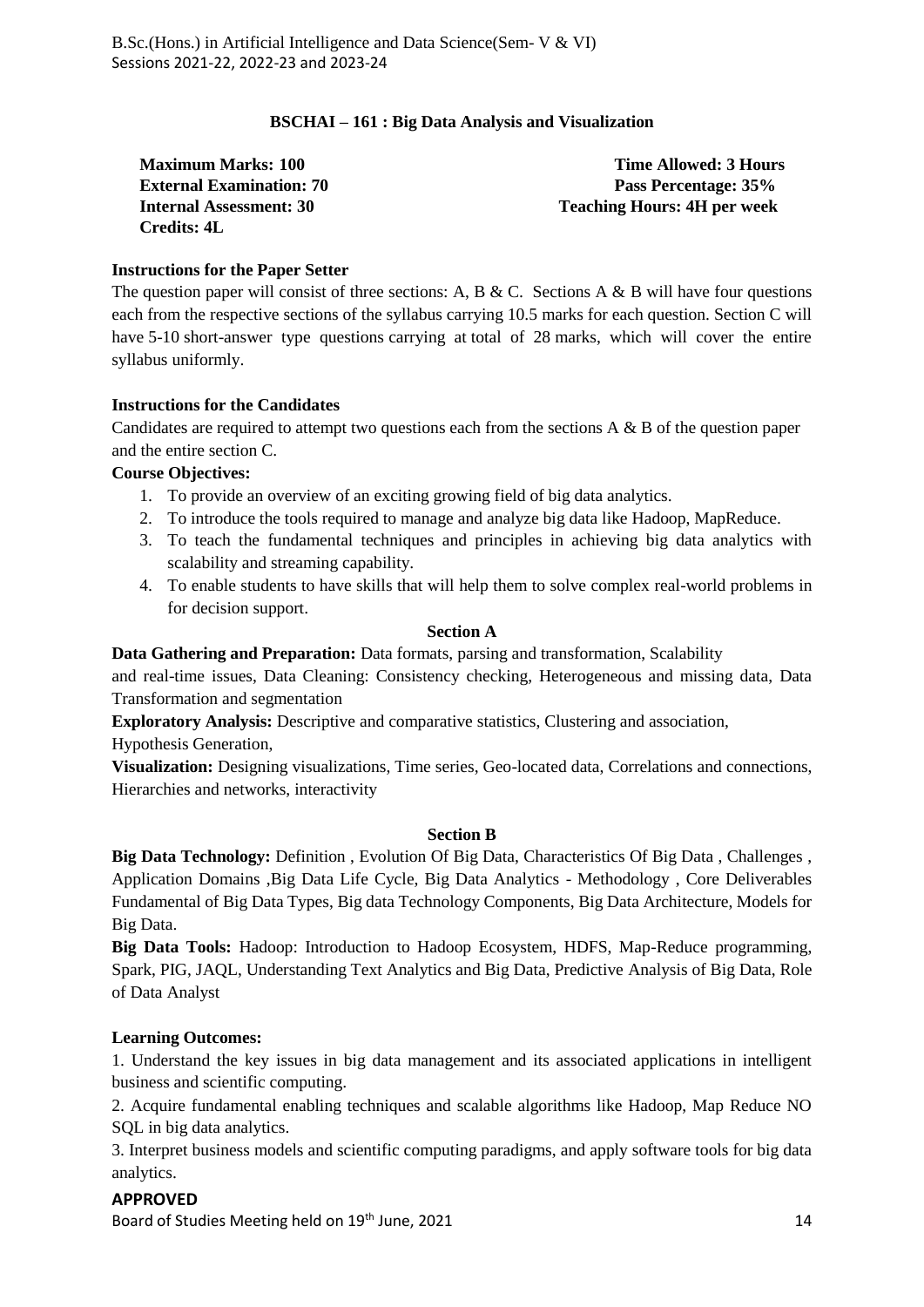## BSCHAI – 161 : Big Data Analysis and Visualization

**Maximum Marks: 100** | **Time Allowed: 3 Hours**
**External Examination: 70** | **Pass Percentage: 35%**
**Internal Assessment: 30** | **Teaching Hours: 4H per week**
**Credits: 4L**

### Instructions for the Paper Setter

The question paper will consist of three sections: A, B & C. Sections A & B will have four questions each from the respective sections of the syllabus carrying 10.5 marks for each question. Section C will have 5-10 short-answer type questions carrying at total of 28 marks, which will cover the entire syllabus uniformly.

### Instructions for the Candidates

Candidates are required to attempt two questions each from the sections A & B of the question paper and the entire section C.

**Course Objectives:**

1. To provide an overview of an exciting growing field of big data analytics.
2. To introduce the tools required to manage and analyze big data like Hadoop, MapReduce.
3. To teach the fundamental techniques and principles in achieving big data analytics with scalability and streaming capability.
4. To enable students to have skills that will help them to solve complex real-world problems in for decision support.

### Section A

**Data Gathering and Preparation:** Data formats, parsing and transformation, Scalability and real-time issues, Data Cleaning: Consistency checking, Heterogeneous and missing data, Data Transformation and segmentation

**Exploratory Analysis:** Descriptive and comparative statistics, Clustering and association, Hypothesis Generation,

**Visualization:** Designing visualizations, Time series, Geo-located data, Correlations and connections, Hierarchies and networks, interactivity

### Section B

**Big Data Technology:** Definition , Evolution Of Big Data, Characteristics Of Big Data , Challenges , Application Domains ,Big Data Life Cycle, Big Data Analytics - Methodology , Core Deliverables Fundamental of Big Data Types, Big data Technology Components, Big Data Architecture, Models for Big Data.

**Big Data Tools:** Hadoop: Introduction to Hadoop Ecosystem, HDFS, Map-Reduce programming, Spark, PIG, JAQL, Understanding Text Analytics and Big Data, Predictive Analysis of Big Data, Role of Data Analyst

### Learning Outcomes:

1. Understand the key issues in big data management and its associated applications in intelligent business and scientific computing.

2. Acquire fundamental enabling techniques and scalable algorithms like Hadoop, Map Reduce NO SQL in big data analytics.

3. Interpret business models and scientific computing paradigms, and apply software tools for big data analytics.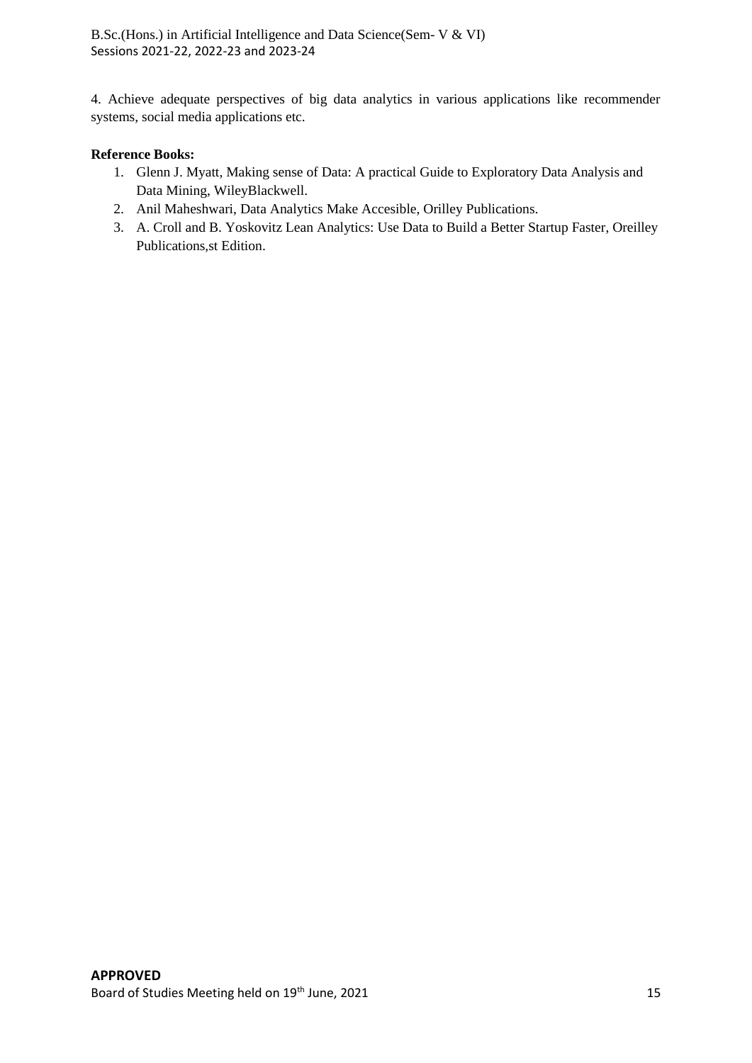4. Achieve adequate perspectives of big data analytics in various applications like recommender systems, social media applications etc.

**Reference Books:**

1. Glenn J. Myatt, Making sense of Data: A practical Guide to Exploratory Data Analysis and Data Mining, WileyBlackwell.
2. Anil Maheshwari, Data Analytics Make Accesible, Orilley Publications.
3. A. Croll and B. Yoskovitz Lean Analytics: Use Data to Build a Better Startup Faster, Oreilley Publications,st Edition.

**APPROVED**

Board of Studies Meeting held on 19th June, 2021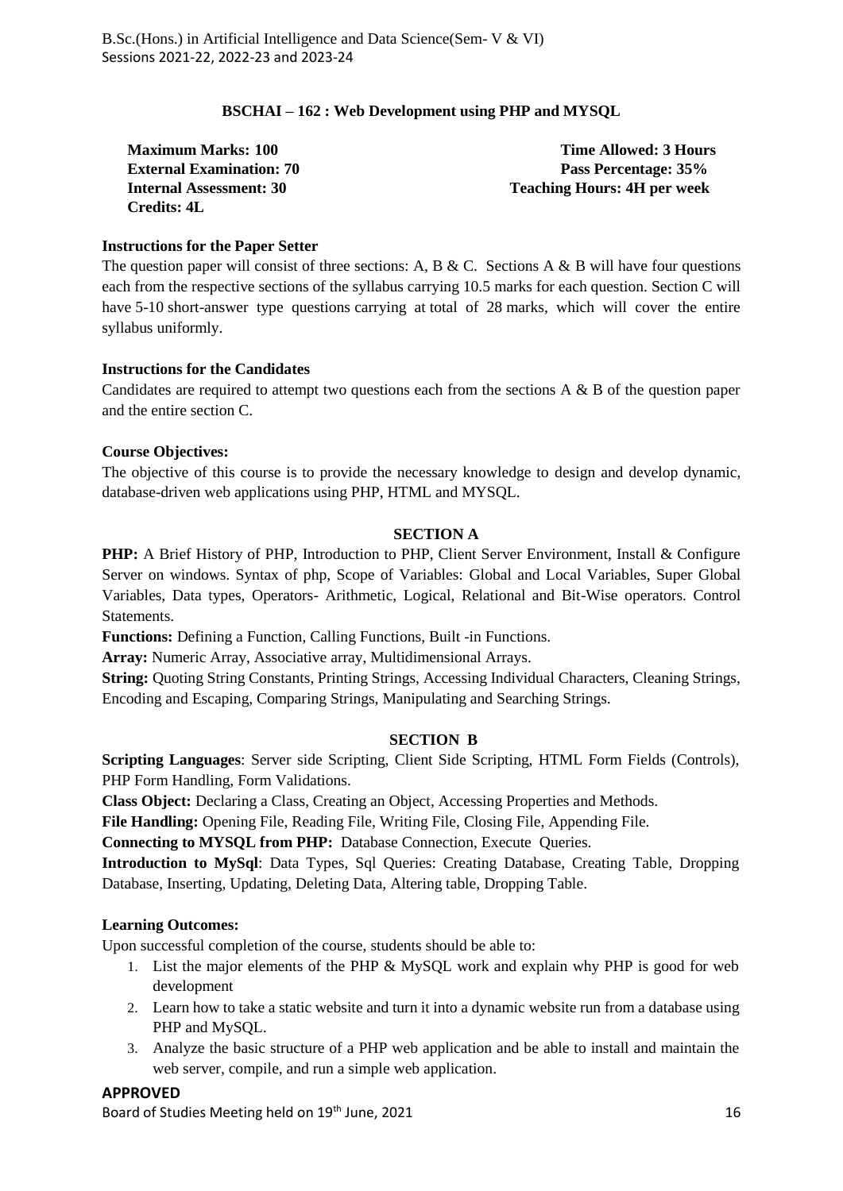## BSCHAI – 162 : Web Development using PHP and MYSQL

**Maximum Marks: 100**
**External Examination: 70**
**Internal Assessment: 30**
**Credits: 4L**

**Time Allowed: 3 Hours**
**Pass Percentage: 35%**
**Teaching Hours: 4H per week**

### Instructions for the Paper Setter

The question paper will consist of three sections: A, B & C. Sections A & B will have four questions each from the respective sections of the syllabus carrying 10.5 marks for each question. Section C will have 5-10 short-answer type questions carrying at total of 28 marks, which will cover the entire syllabus uniformly.

### Instructions for the Candidates

Candidates are required to attempt two questions each from the sections A & B of the question paper and the entire section C.

### Course Objectives:

The objective of this course is to provide the necessary knowledge to design and develop dynamic, database-driven web applications using PHP, HTML and MYSQL.

### SECTION A

**PHP:** A Brief History of PHP, Introduction to PHP, Client Server Environment, Install & Configure Server on windows. Syntax of php, Scope of Variables: Global and Local Variables, Super Global Variables, Data types, Operators- Arithmetic, Logical, Relational and Bit-Wise operators. Control Statements.

**Functions:** Defining a Function, Calling Functions, Built -in Functions.

**Array:** Numeric Array, Associative array, Multidimensional Arrays.

**String:** Quoting String Constants, Printing Strings, Accessing Individual Characters, Cleaning Strings, Encoding and Escaping, Comparing Strings, Manipulating and Searching Strings.

### SECTION B

**Scripting Languages**: Server side Scripting, Client Side Scripting, HTML Form Fields (Controls), PHP Form Handling, Form Validations.

**Class Object:** Declaring a Class, Creating an Object, Accessing Properties and Methods.

**File Handling:** Opening File, Reading File, Writing File, Closing File, Appending File.

**Connecting to MYSQL from PHP:** Database Connection, Execute Queries.

**Introduction to MySql**: Data Types, Sql Queries: Creating Database, Creating Table, Dropping Database, Inserting, Updating, Deleting Data, Altering table, Dropping Table.

### Learning Outcomes:

Upon successful completion of the course, students should be able to:

1. List the major elements of the PHP & MySQL work and explain why PHP is good for web development
2. Learn how to take a static website and turn it into a dynamic website run from a database using PHP and MySQL.
3. Analyze the basic structure of a PHP web application and be able to install and maintain the web server, compile, and run a simple web application.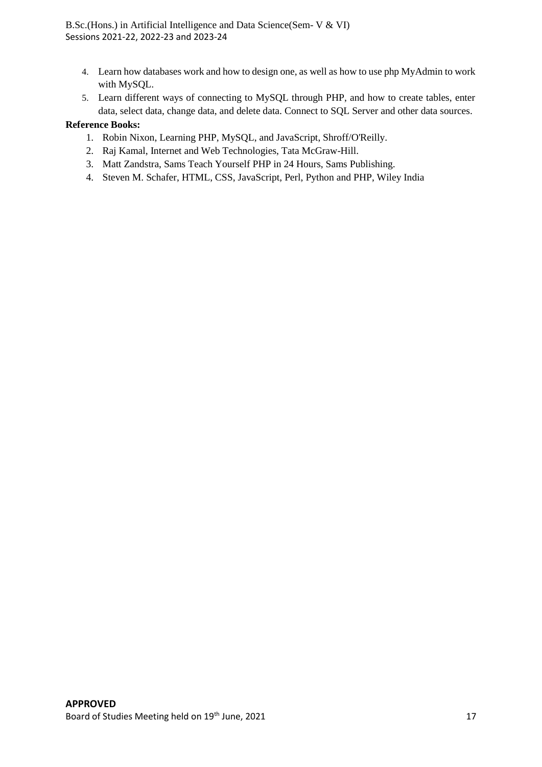4. Learn how databases work and how to design one, as well as how to use php MyAdmin to work with MySQL.
5. Learn different ways of connecting to MySQL through PHP, and how to create tables, enter data, select data, change data, and delete data. Connect to SQL Server and other data sources.

**Reference Books:**

1. Robin Nixon, Learning PHP, MySQL, and JavaScript, Shroff/O'Reilly.
2. Raj Kamal, Internet and Web Technologies, Tata McGraw-Hill.
3. Matt Zandstra, Sams Teach Yourself PHP in 24 Hours, Sams Publishing.
4. Steven M. Schafer, HTML, CSS, JavaScript, Perl, Python and PHP, Wiley India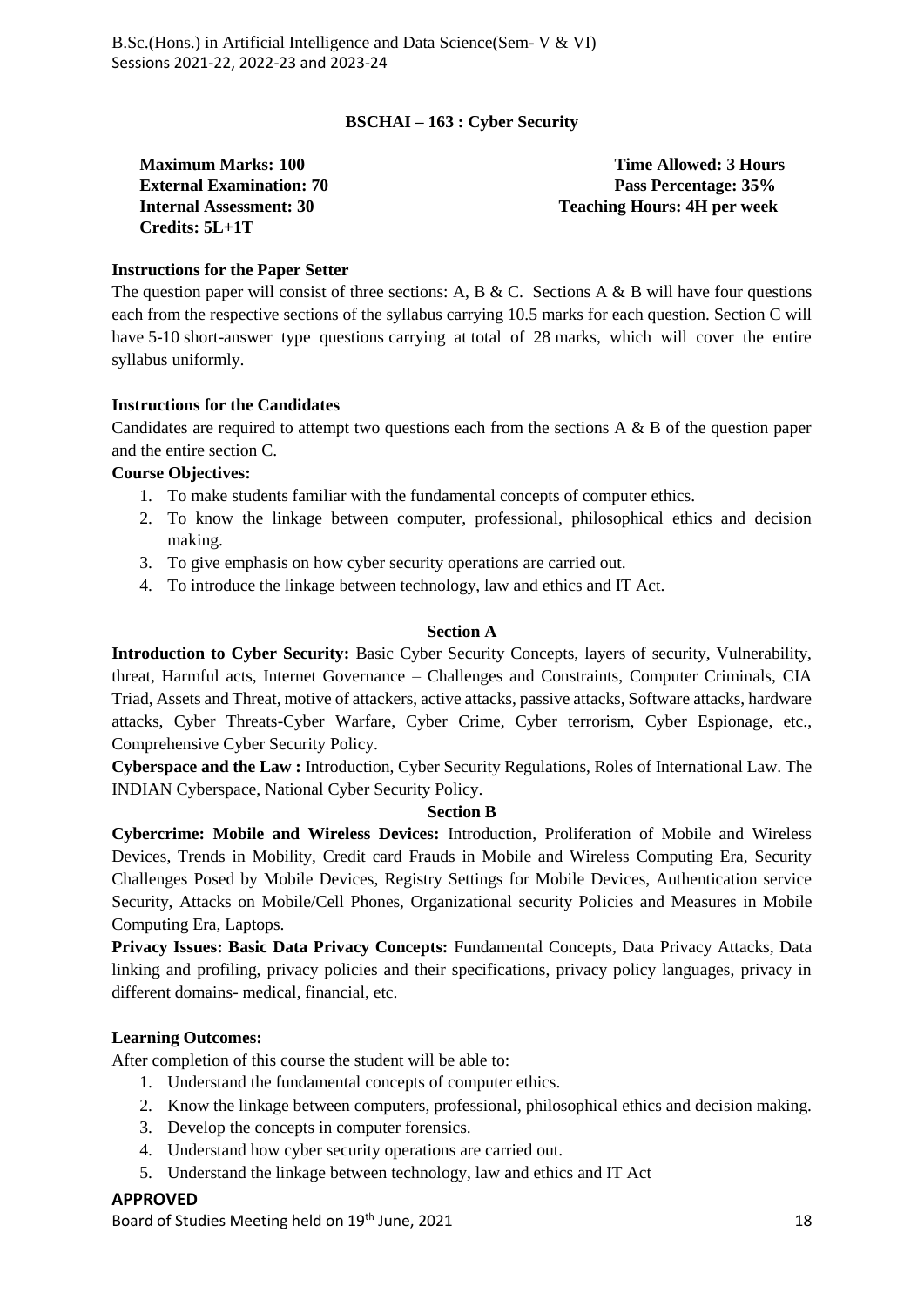## BSCHAI – 163 : Cyber Security

| | |
|---|---|
| **Maximum Marks: 100** | **Time Allowed: 3 Hours** |
| **External Examination: 70** | **Pass Percentage: 35%** |
| **Internal Assessment: 30** | **Teaching Hours: 4H per week** |
| **Credits: 5L+1T** | |

**Instructions for the Paper Setter**

The question paper will consist of three sections: A, B & C. Sections A & B will have four questions each from the respective sections of the syllabus carrying 10.5 marks for each question. Section C will have 5-10 short-answer type questions carrying at total of 28 marks, which will cover the entire syllabus uniformly.

**Instructions for the Candidates**

Candidates are required to attempt two questions each from the sections A & B of the question paper and the entire section C.

**Course Objectives:**

1. To make students familiar with the fundamental concepts of computer ethics.
2. To know the linkage between computer, professional, philosophical ethics and decision making.
3. To give emphasis on how cyber security operations are carried out.
4. To introduce the linkage between technology, law and ethics and IT Act.

### Section A

**Introduction to Cyber Security:** Basic Cyber Security Concepts, layers of security, Vulnerability, threat, Harmful acts, Internet Governance – Challenges and Constraints, Computer Criminals, CIA Triad, Assets and Threat, motive of attackers, active attacks, passive attacks, Software attacks, hardware attacks, Cyber Threats-Cyber Warfare, Cyber Crime, Cyber terrorism, Cyber Espionage, etc., Comprehensive Cyber Security Policy.

**Cyberspace and the Law :** Introduction, Cyber Security Regulations, Roles of International Law. The INDIAN Cyberspace, National Cyber Security Policy.

### Section B

**Cybercrime: Mobile and Wireless Devices:** Introduction, Proliferation of Mobile and Wireless Devices, Trends in Mobility, Credit card Frauds in Mobile and Wireless Computing Era, Security Challenges Posed by Mobile Devices, Registry Settings for Mobile Devices, Authentication service Security, Attacks on Mobile/Cell Phones, Organizational security Policies and Measures in Mobile Computing Era, Laptops.

**Privacy Issues: Basic Data Privacy Concepts:** Fundamental Concepts, Data Privacy Attacks, Data linking and profiling, privacy policies and their specifications, privacy policy languages, privacy in different domains- medical, financial, etc.

**Learning Outcomes:**

After completion of this course the student will be able to:

1. Understand the fundamental concepts of computer ethics.
2. Know the linkage between computers, professional, philosophical ethics and decision making.
3. Develop the concepts in computer forensics.
4. Understand how cyber security operations are carried out.
5. Understand the linkage between technology, law and ethics and IT Act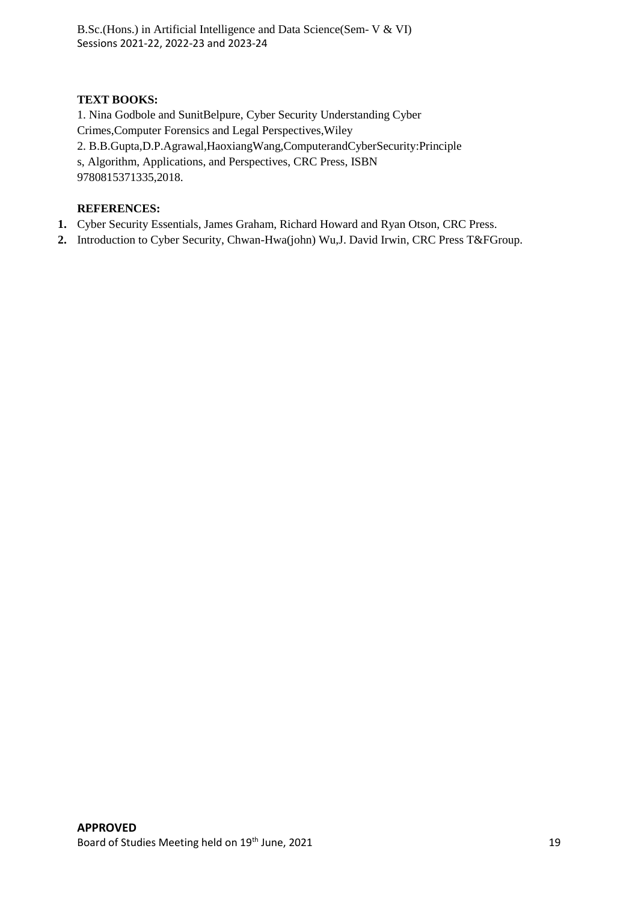**TEXT BOOKS:**

1. Nina Godbole and SunitBelpure, Cyber Security Understanding Cyber Crimes,Computer Forensics and Legal Perspectives,Wiley
2. B.B.Gupta,D.P.Agrawal,HaoxiangWang,ComputerandCyberSecurity:Principles, Algorithm, Applications, and Perspectives, CRC Press, ISBN 9780815371335,2018.

**REFERENCES:**

1. Cyber Security Essentials, James Graham, Richard Howard and Ryan Otson, CRC Press.
2. Introduction to Cyber Security, Chwan-Hwa(john) Wu,J. David Irwin, CRC Press T&FGroup.

**APPROVED**

Board of Studies Meeting held on 19th June, 2021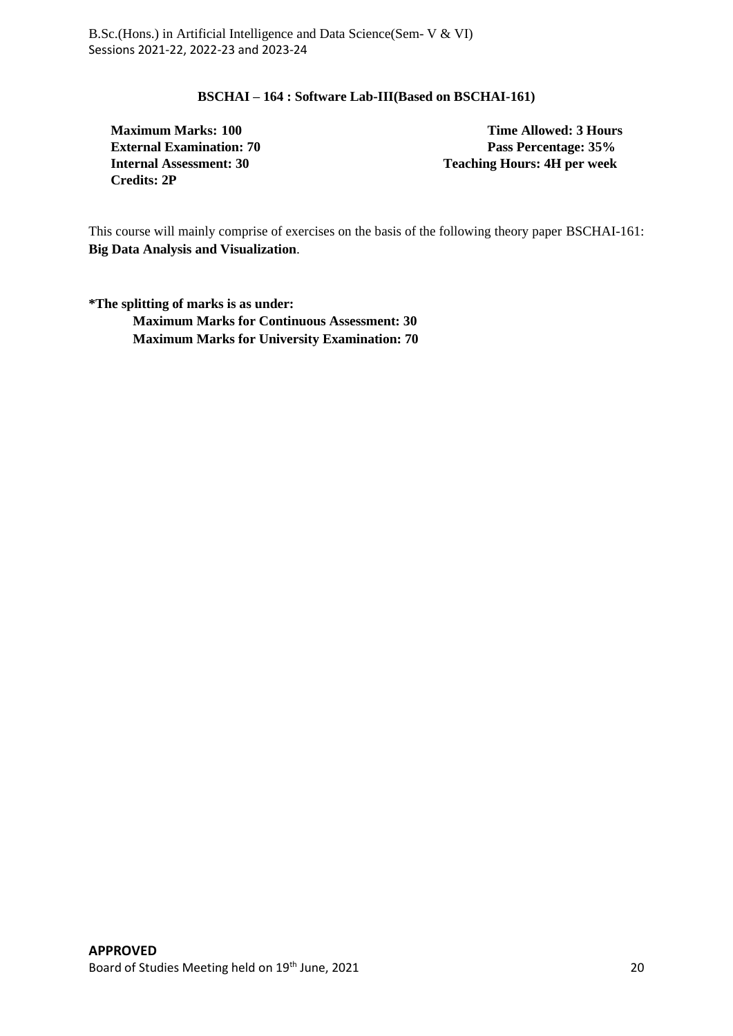### BSCHAI – 164 : Software Lab-III(Based on BSCHAI-161)

**Maximum Marks: 100** | **Time Allowed: 3 Hours**
**External Examination: 70** | **Pass Percentage: 35%**
**Internal Assessment: 30** | **Teaching Hours: 4H per week**
**Credits: 2P**

This course will mainly comprise of exercises on the basis of the following theory paper BSCHAI-161: **Big Data Analysis and Visualization**.

**\*The splitting of marks is as under:**

**Maximum Marks for Continuous Assessment: 30**
**Maximum Marks for University Examination: 70**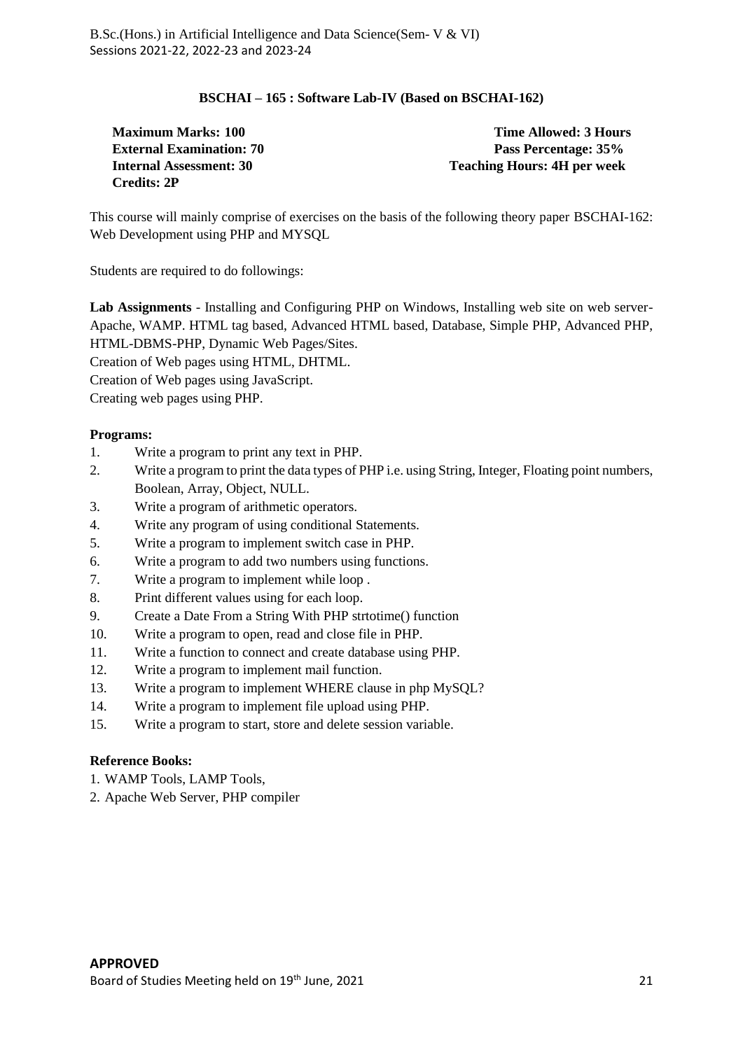## BSCHAI – 165 : Software Lab-IV (Based on BSCHAI-162)

**Maximum Marks: 100** **Time Allowed: 3 Hours**
**External Examination: 70** **Pass Percentage: 35%**
**Internal Assessment: 30** **Teaching Hours: 4H per week**
**Credits: 2P**

This course will mainly comprise of exercises on the basis of the following theory paper BSCHAI-162: Web Development using PHP and MYSQL

Students are required to do followings:

**Lab Assignments** - Installing and Configuring PHP on Windows, Installing web site on web server-Apache, WAMP. HTML tag based, Advanced HTML based, Database, Simple PHP, Advanced PHP, HTML-DBMS-PHP, Dynamic Web Pages/Sites.
Creation of Web pages using HTML, DHTML.
Creation of Web pages using JavaScript.
Creating web pages using PHP.

**Programs:**

1. Write a program to print any text in PHP.
2. Write a program to print the data types of PHP i.e. using String, Integer, Floating point numbers, Boolean, Array, Object, NULL.
3. Write a program of arithmetic operators.
4. Write any program of using conditional Statements.
5. Write a program to implement switch case in PHP.
6. Write a program to add two numbers using functions.
7. Write a program to implement while loop .
8. Print different values using for each loop.
9. Create a Date From a String With PHP strtotime() function
10. Write a program to open, read and close file in PHP.
11. Write a function to connect and create database using PHP.
12. Write a program to implement mail function.
13. Write a program to implement WHERE clause in php MySQL?
14. Write a program to implement file upload using PHP.
15. Write a program to start, store and delete session variable.

**Reference Books:**

1. WAMP Tools, LAMP Tools,
2. Apache Web Server, PHP compiler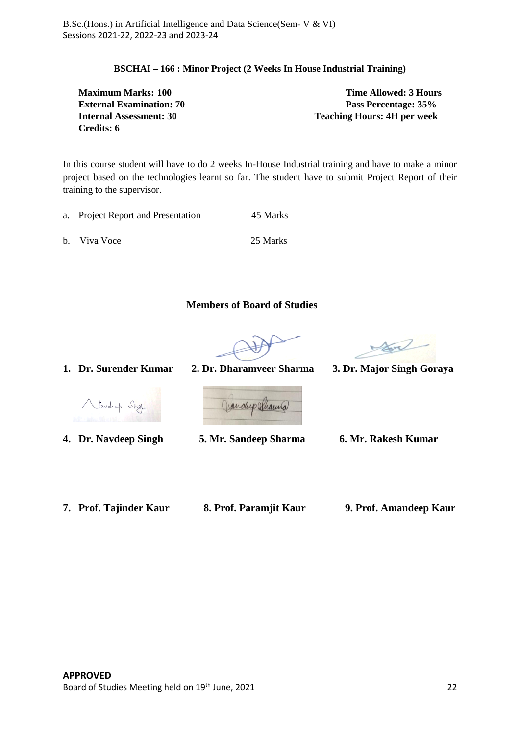### BSCHAI – 166 : Minor Project (2 Weeks In House Industrial Training)

**Maximum Marks: 100**
**External Examination: 70**
**Internal Assessment: 30**
**Credits: 6**

**Time Allowed: 3 Hours**
**Pass Percentage: 35%**
**Teaching Hours: 4H per week**

In this course student will have to do 2 weeks In-House Industrial training and have to make a minor project based on the technologies learnt so far. The student have to submit Project Report of their training to the supervisor.

a. Project Report and Presentation 45 Marks

b. Viva Voce 25 Marks

**Members of Board of Studies**

1. **Dr. Surender Kumar**
2. **Dr. Dharamveer Sharma**
3. **Dr. Major Singh Goraya**
4. **Dr. Navdeep Singh**
5. **Mr. Sandeep Sharma**
6. **Mr. Rakesh Kumar**
7. **Prof. Tajinder Kaur**
8. **Prof. Paramjit Kaur**
9. **Prof. Amandeep Kaur**

**APPROVED**
Board of Studies Meeting held on 19th June, 2021